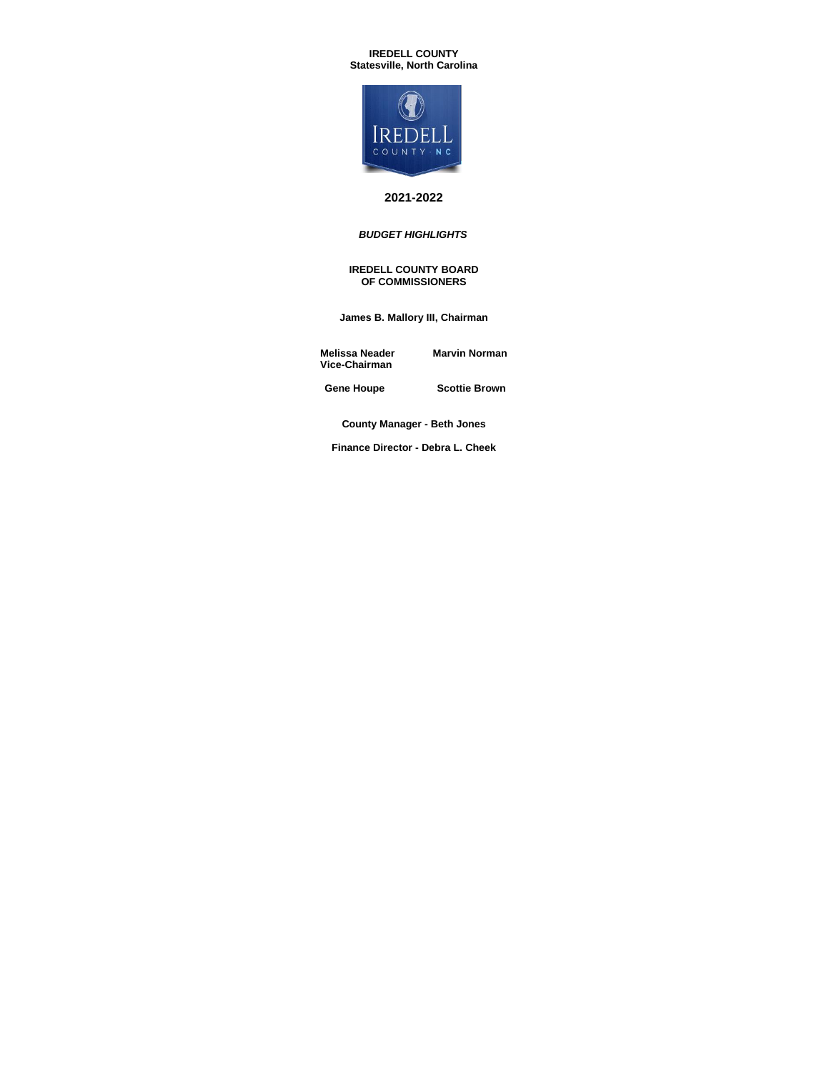**IREDELL COUNTY**
**Statesville, North Carolina**

# 2021-2022

***BUDGET HIGHLIGHTS***

**IREDELL COUNTY BOARD OF COMMISSIONERS**

**James B. Mallory III, Chairman**

**Melissa Neader**
**Vice-Chairman**

**Marvin Norman**

**Gene Houpe**

**Scottie Brown**

**County Manager - Beth Jones**

**Finance Director - Debra L. Cheek**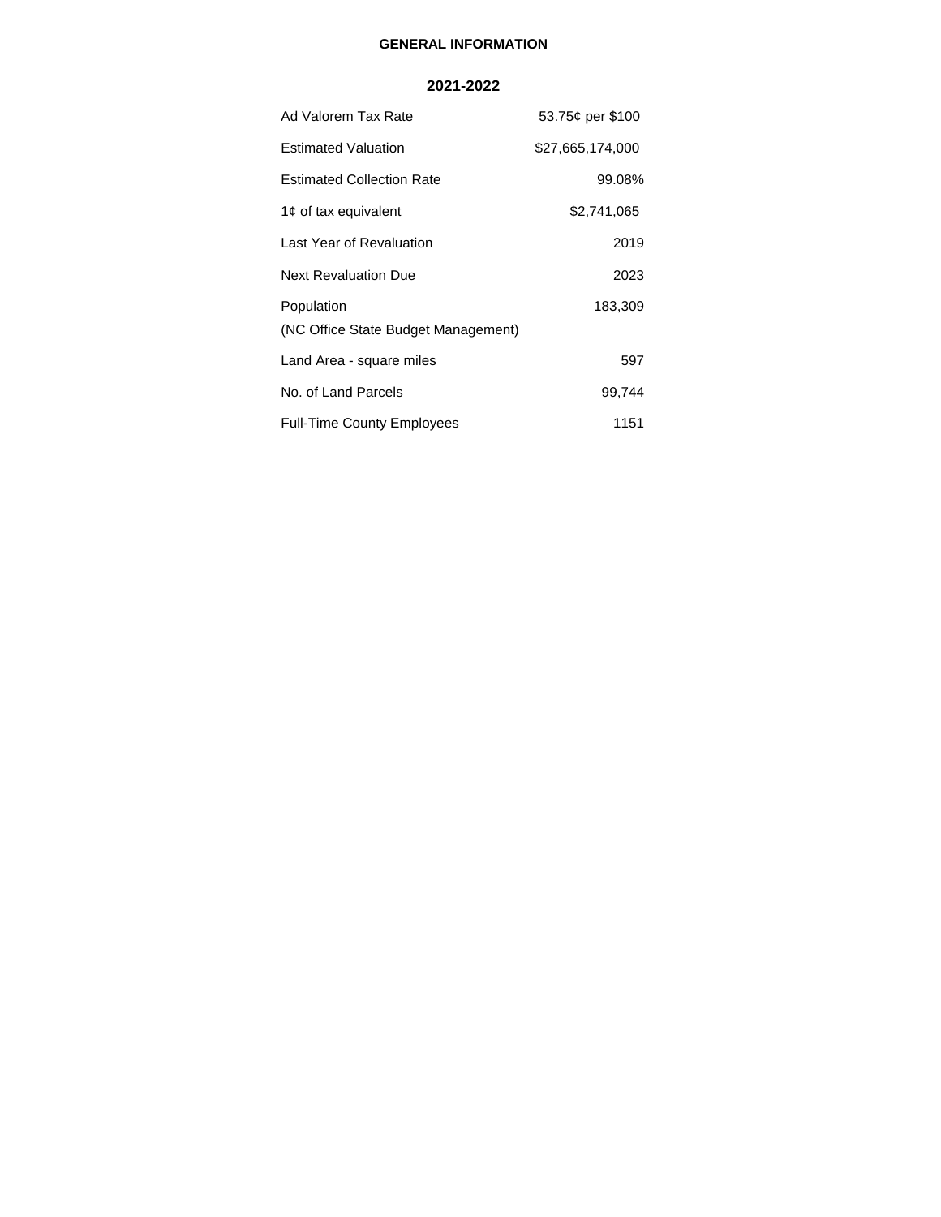## GENERAL INFORMATION

### 2021-2022

| | |
|---|---|
| Ad Valorem Tax Rate | 53.75¢ per $100 |
| Estimated Valuation | $27,665,174,000 |
| Estimated Collection Rate | 99.08% |
| 1¢ of tax equivalent | $2,741,065 |
| Last Year of Revaluation | 2019 |
| Next Revaluation Due | 2023 |
| Population (NC Office State Budget Management) | 183,309 |
| Land Area - square miles | 597 |
| No. of Land Parcels | 99,744 |
| Full-Time County Employees | 1151 |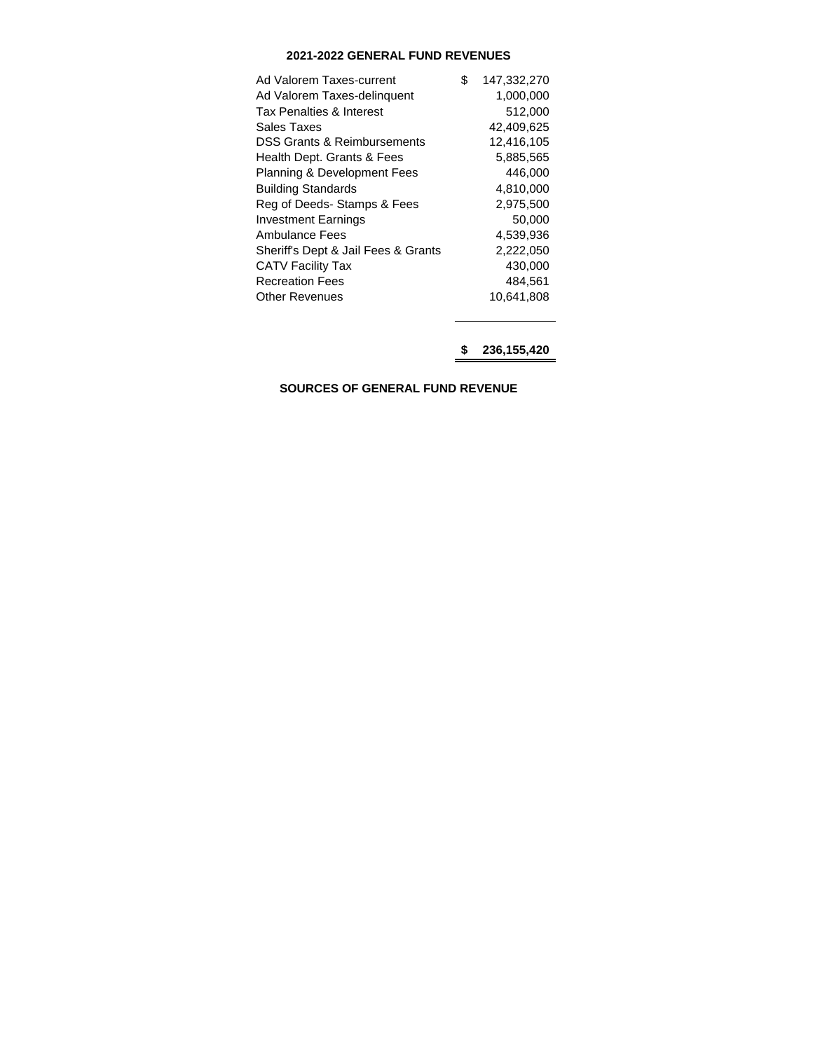## 2021-2022 GENERAL FUND REVENUES

| | |
|---|---|
| Ad Valorem Taxes-current | $ 147,332,270 |
| Ad Valorem Taxes-delinquent | 1,000,000 |
| Tax Penalties & Interest | 512,000 |
| Sales Taxes | 42,409,625 |
| DSS Grants & Reimbursements | 12,416,105 |
| Health Dept. Grants & Fees | 5,885,565 |
| Planning & Development Fees | 446,000 |
| Building Standards | 4,810,000 |
| Reg of Deeds- Stamps & Fees | 2,975,500 |
| Investment Earnings | 50,000 |
| Ambulance Fees | 4,539,936 |
| Sheriff's Dept & Jail Fees & Grants | 2,222,050 |
| CATV Facility Tax | 430,000 |
| Recreation Fees | 484,561 |
| Other Revenues | 10,641,808 |
| | **$ 236,155,420** |

**SOURCES OF GENERAL FUND REVENUE**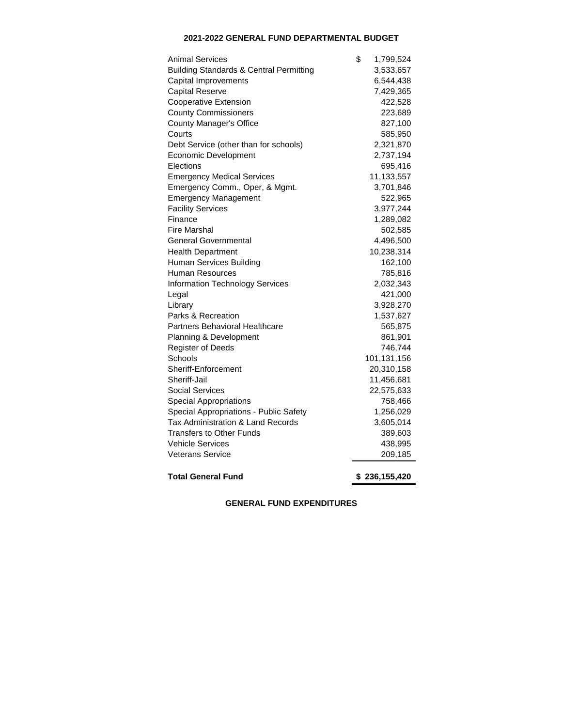# 2021-2022 GENERAL FUND DEPARTMENTAL BUDGET

| Department | Amount |
|---|---|
| Animal Services | $ 1,799,524 |
| Building Standards & Central Permitting | 3,533,657 |
| Capital Improvements | 6,544,438 |
| Capital Reserve | 7,429,365 |
| Cooperative Extension | 422,528 |
| County Commissioners | 223,689 |
| County Manager's Office | 827,100 |
| Courts | 585,950 |
| Debt Service (other than for schools) | 2,321,870 |
| Economic Development | 2,737,194 |
| Elections | 695,416 |
| Emergency Medical Services | 11,133,557 |
| Emergency Comm., Oper, & Mgmt. | 3,701,846 |
| Emergency Management | 522,965 |
| Facility Services | 3,977,244 |
| Finance | 1,289,082 |
| Fire Marshal | 502,585 |
| General Governmental | 4,496,500 |
| Health Department | 10,238,314 |
| Human Services Building | 162,100 |
| Human Resources | 785,816 |
| Information Technology Services | 2,032,343 |
| Legal | 421,000 |
| Library | 3,928,270 |
| Parks & Recreation | 1,537,627 |
| Partners Behavioral Healthcare | 565,875 |
| Planning & Development | 861,901 |
| Register of Deeds | 746,744 |
| Schools | 101,131,156 |
| Sheriff-Enforcement | 20,310,158 |
| Sheriff-Jail | 11,456,681 |
| Social Services | 22,575,633 |
| Special Appropriations | 758,466 |
| Special Appropriations - Public Safety | 1,256,029 |
| Tax Administration & Land Records | 3,605,014 |
| Transfers to Other Funds | 389,603 |
| Vehicle Services | 438,995 |
| Veterans Service | 209,185 |
| **Total General Fund** | **$ 236,155,420** |

**GENERAL FUND EXPENDITURES**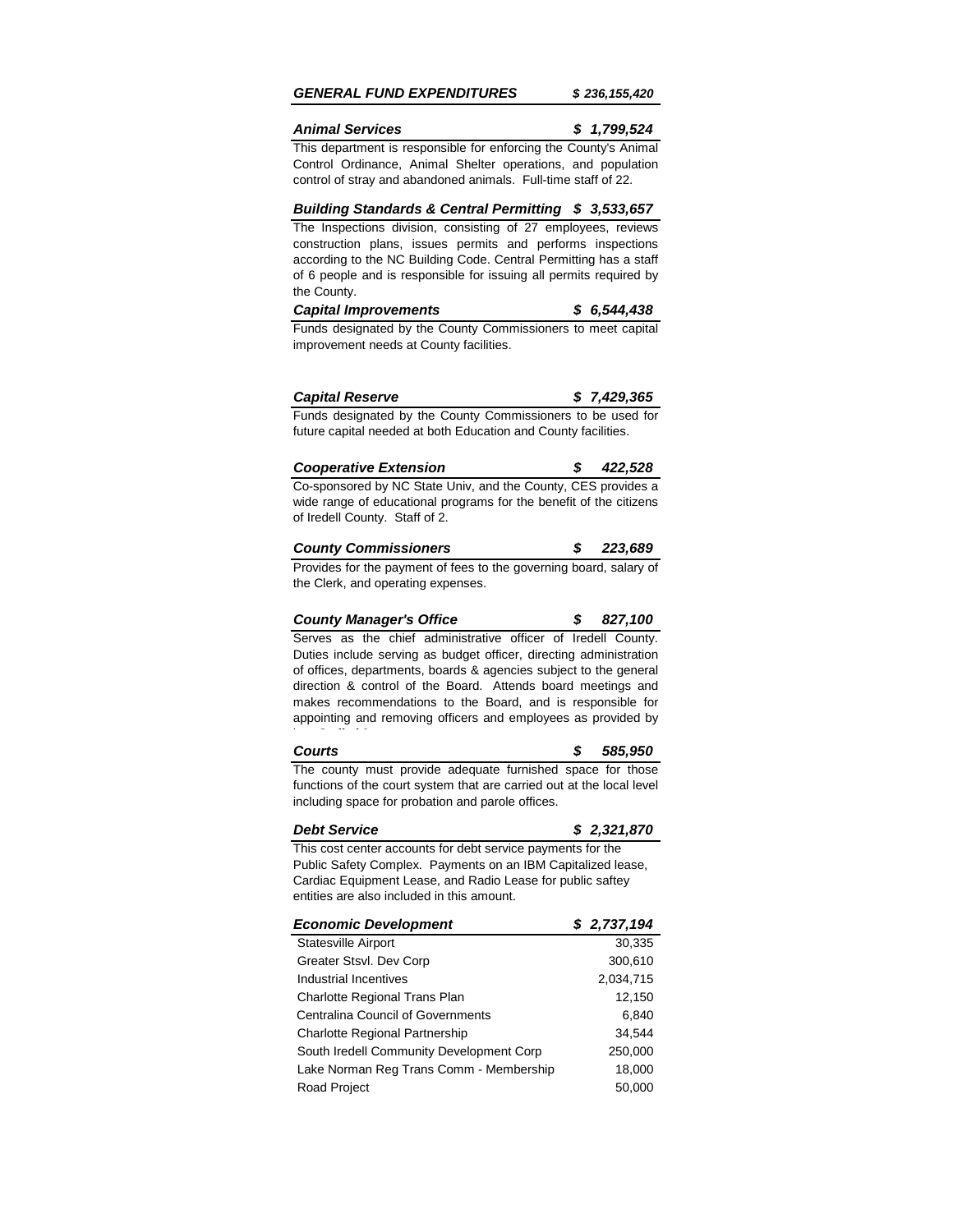***GENERAL FUND EXPENDITURES*** ***$ 236,155,420***

***Animal Services*** ***$ 1,799,524***

This department is responsible for enforcing the County's Animal Control Ordinance, Animal Shelter operations, and population control of stray and abandoned animals. Full-time staff of 22.

***Building Standards & Central Permitting*** ***$ 3,533,657***

The Inspections division, consisting of 27 employees, reviews construction plans, issues permits and performs inspections according to the NC Building Code. Central Permitting has a staff of 6 people and is responsible for issuing all permits required by the County.

***Capital Improvements*** ***$ 6,544,438***

Funds designated by the County Commissioners to meet capital improvement needs at County facilities.

***Capital Reserve*** ***$ 7,429,365***

Funds designated by the County Commissioners to be used for future capital needed at both Education and County facilities.

***Cooperative Extension*** ***$ 422,528***

Co-sponsored by NC State Univ, and the County, CES provides a wide range of educational programs for the benefit of the citizens of Iredell County. Staff of 2.

***County Commissioners*** ***$ 223,689***

Provides for the payment of fees to the governing board, salary of the Clerk, and operating expenses.

***County Manager's Office*** ***$ 827,100***

Serves as the chief administrative officer of Iredell County. Duties include serving as budget officer, directing administration of offices, departments, boards & agencies subject to the general direction & control of the Board. Attends board meetings and makes recommendations to the Board, and is responsible for appointing and removing officers and employees as provided by

***Courts*** ***$ 585,950***

The county must provide adequate furnished space for those functions of the court system that are carried out at the local level including space for probation and parole offices.

***Debt Service*** ***$ 2,321,870***

This cost center accounts for debt service payments for the Public Safety Complex. Payments on an IBM Capitalized lease, Cardiac Equipment Lease, and Radio Lease for public saftey entities are also included in this amount.

| ***Economic Development*** | ***$ 2,737,194*** |
|---|---|
| Statesville Airport | 30,335 |
| Greater Stsvl. Dev Corp | 300,610 |
| Industrial Incentives | 2,034,715 |
| Charlotte Regional Trans Plan | 12,150 |
| Centralina Council of Governments | 6,840 |
| Charlotte Regional Partnership | 34,544 |
| South Iredell Community Development Corp | 250,000 |
| Lake Norman Reg Trans Comm - Membership | 18,000 |
| Road Project | 50,000 |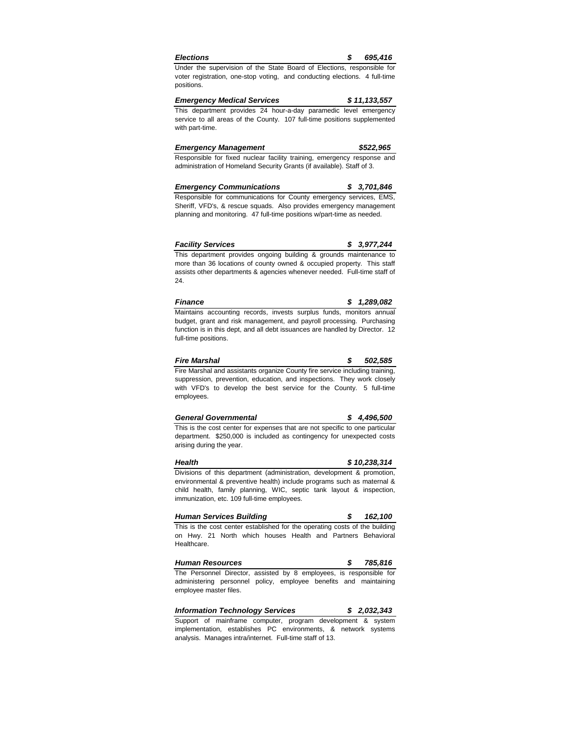***Elections*** ***$ 695,416***

Under the supervision of the State Board of Elections, responsible for voter registration, one-stop voting, and conducting elections. 4 full-time positions.

***Emergency Medical Services*** ***$ 11,133,557***

This department provides 24 hour-a-day paramedic level emergency service to all areas of the County. 107 full-time positions supplemented with part-time.

***Emergency Management*** ***$522,965***

Responsible for fixed nuclear facility training, emergency response and administration of Homeland Security Grants (if available). Staff of 3.

***Emergency Communications*** ***$ 3,701,846***

Responsible for communications for County emergency services, EMS, Sheriff, VFD's, & rescue squads. Also provides emergency management planning and monitoring. 47 full-time positions w/part-time as needed.

***Facility Services*** ***$ 3,977,244***

This department provides ongoing building & grounds maintenance to more than 36 locations of county owned & occupied property. This staff assists other departments & agencies whenever needed. Full-time staff of 24.

***Finance*** ***$ 1,289,082***

Maintains accounting records, invests surplus funds, monitors annual budget, grant and risk management, and payroll processing. Purchasing function is in this dept, and all debt issuances are handled by Director. 12 full-time positions.

***Fire Marshal*** ***$ 502,585***

Fire Marshal and assistants organize County fire service including training, suppression, prevention, education, and inspections. They work closely with VFD's to develop the best service for the County. 5 full-time employees.

***General Governmental*** ***$ 4,496,500***

This is the cost center for expenses that are not specific to one particular department. $250,000 is included as contingency for unexpected costs arising during the year.

***Health*** ***$ 10,238,314***

Divisions of this department (administration, development & promotion, environmental & preventive health) include programs such as maternal & child health, family planning, WIC, septic tank layout & inspection, immunization, etc. 109 full-time employees.

***Human Services Building*** ***$ 162,100***

This is the cost center established for the operating costs of the building on Hwy. 21 North which houses Health and Partners Behavioral Healthcare.

***Human Resources*** ***$ 785,816***

The Personnel Director, assisted by 8 employees, is responsible for administering personnel policy, employee benefits and maintaining employee master files.

***Information Technology Services*** ***$ 2,032,343***

Support of mainframe computer, program development & system implementation, establishes PC environments, & network systems analysis. Manages intra/internet. Full-time staff of 13.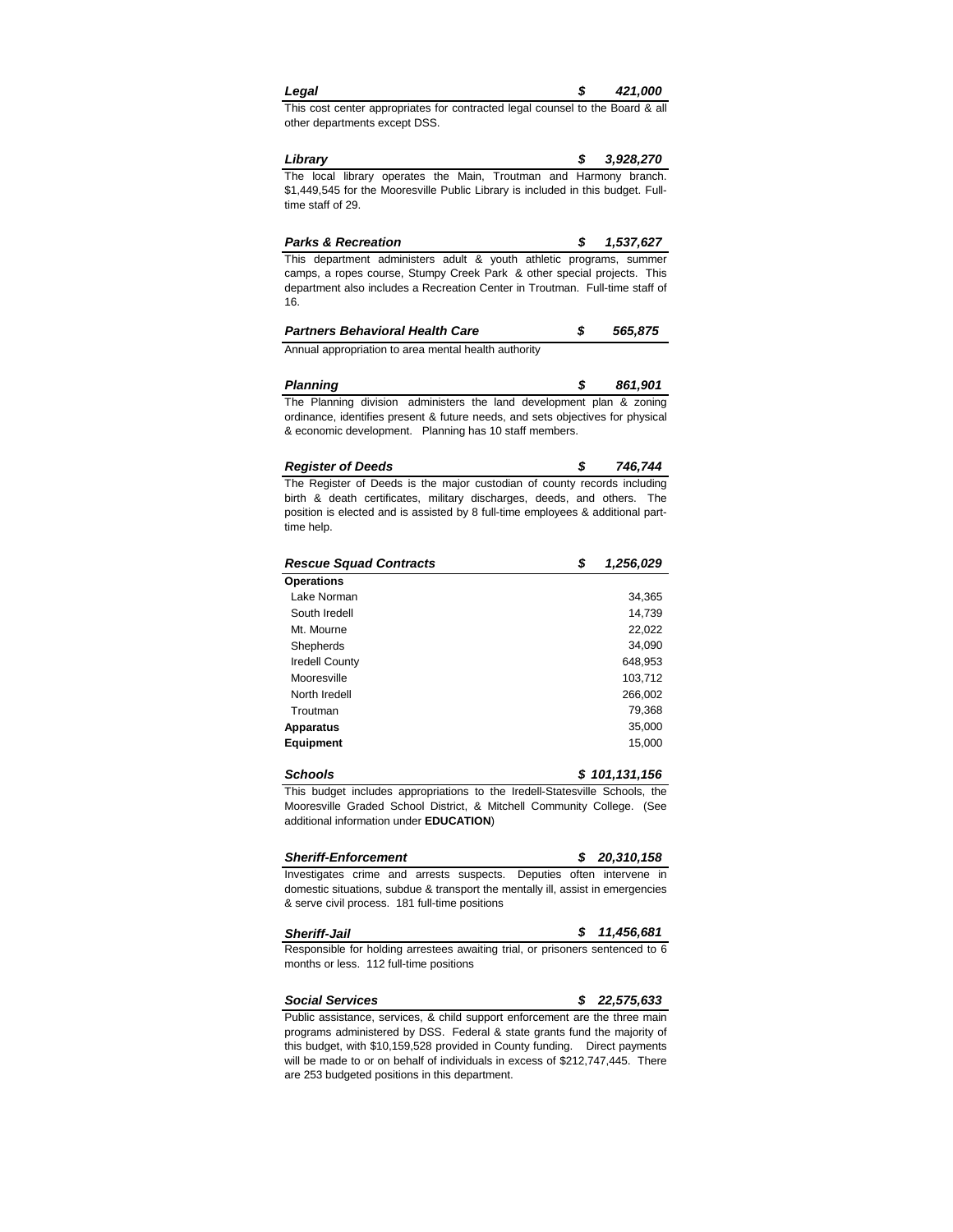| ***Legal*** | ***$ 421,000*** |
|---|---|

This cost center appropriates for contracted legal counsel to the Board & all other departments except DSS.

| ***Library*** | ***$ 3,928,270*** |
|---|---|

The local library operates the Main, Troutman and Harmony branch. $1,449,545 for the Mooresville Public Library is included in this budget. Full-time staff of 29.

| ***Parks & Recreation*** | ***$ 1,537,627*** |
|---|---|

This department administers adult & youth athletic programs, summer camps, a ropes course, Stumpy Creek Park & other special projects. This department also includes a Recreation Center in Troutman. Full-time staff of 16.

| ***Partners Behavioral Health Care*** | ***$ 565,875*** |
|---|---|

Annual appropriation to area mental health authority

| ***Planning*** | ***$ 861,901*** |
|---|---|

The Planning division administers the land development plan & zoning ordinance, identifies present & future needs, and sets objectives for physical & economic development. Planning has 10 staff members.

| ***Register of Deeds*** | ***$ 746,744*** |
|---|---|

The Register of Deeds is the major custodian of county records including birth & death certificates, military discharges, deeds, and others. The position is elected and is assisted by 8 full-time employees & additional part-time help.

| ***Rescue Squad Contracts*** | ***$ 1,256,029*** |
|---|---|
| **Operations** | |
| Lake Norman | 34,365 |
| South Iredell | 14,739 |
| Mt. Mourne | 22,022 |
| Shepherds | 34,090 |
| Iredell County | 648,953 |
| Mooresville | 103,712 |
| North Iredell | 266,002 |
| Troutman | 79,368 |
| **Apparatus** | 35,000 |
| **Equipment** | 15,000 |

| ***Schools*** | ***$ 101,131,156*** |
|---|---|

This budget includes appropriations to the Iredell-Statesville Schools, the Mooresville Graded School District, & Mitchell Community College. (See additional information under **EDUCATION**)

| ***Sheriff-Enforcement*** | ***$ 20,310,158*** |
|---|---|

Investigates crime and arrests suspects. Deputies often intervene in domestic situations, subdue & transport the mentally ill, assist in emergencies & serve civil process. 181 full-time positions

| ***Sheriff-Jail*** | ***$ 11,456,681*** |
|---|---|

Responsible for holding arrestees awaiting trial, or prisoners sentenced to 6 months or less. 112 full-time positions

| ***Social Services*** | ***$ 22,575,633*** |
|---|---|

Public assistance, services, & child support enforcement are the three main programs administered by DSS. Federal & state grants fund the majority of this budget, with $10,159,528 provided in County funding. Direct payments will be made to or on behalf of individuals in excess of $212,747,445. There are 253 budgeted positions in this department.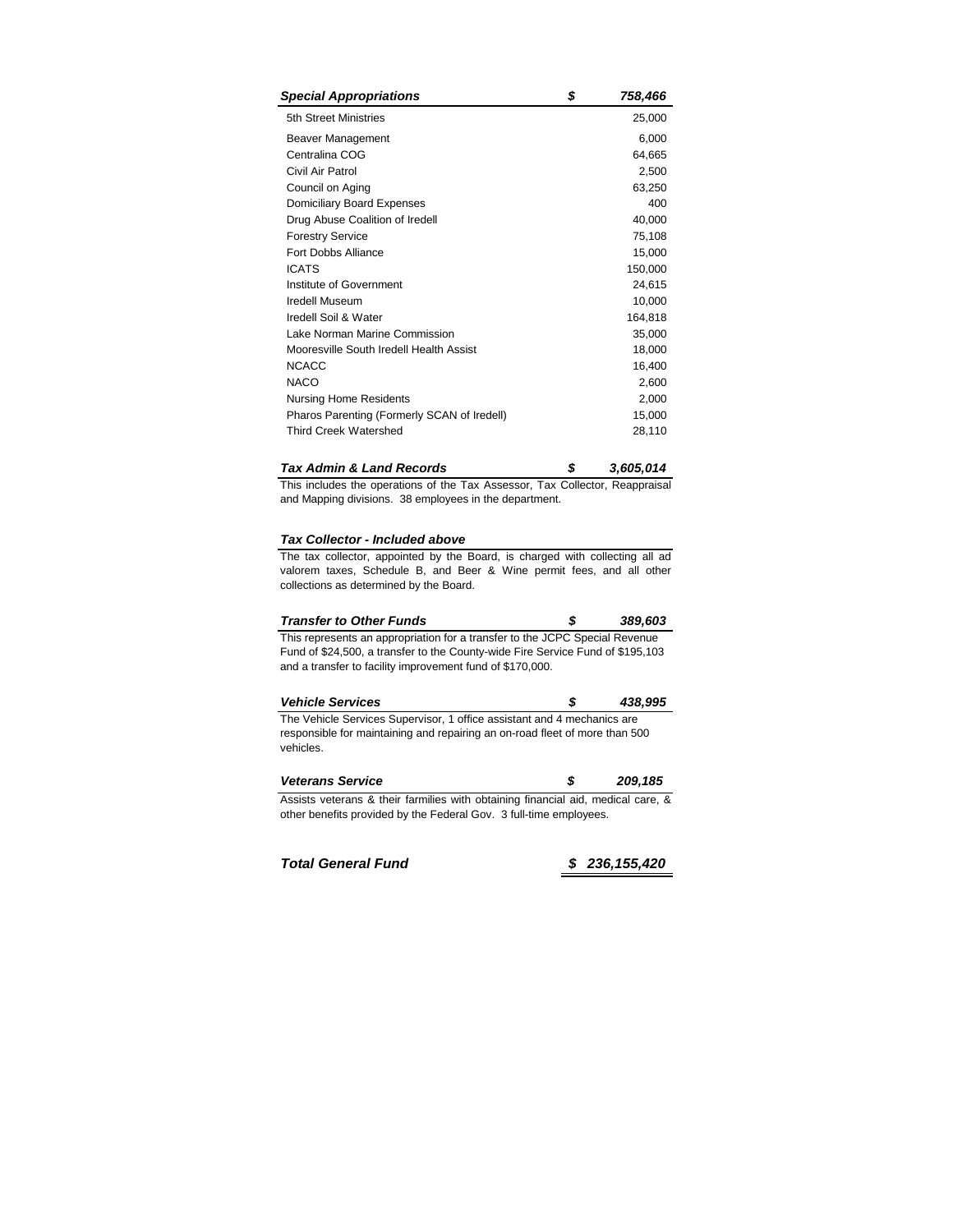| ***Special Appropriations*** | ***$ 758,466*** |
|---|---|
| 5th Street Ministries | 25,000 |
| Beaver Management | 6,000 |
| Centralina COG | 64,665 |
| Civil Air Patrol | 2,500 |
| Council on Aging | 63,250 |
| Domiciliary Board Expenses | 400 |
| Drug Abuse Coalition of Iredell | 40,000 |
| Forestry Service | 75,108 |
| Fort Dobbs Alliance | 15,000 |
| ICATS | 150,000 |
| Institute of Government | 24,615 |
| Iredell Museum | 10,000 |
| Iredell Soil & Water | 164,818 |
| Lake Norman Marine Commission | 35,000 |
| Mooresville South Iredell Health Assist | 18,000 |
| NCACC | 16,400 |
| NACO | 2,600 |
| Nursing Home Residents | 2,000 |
| Pharos Parenting (Formerly SCAN of Iredell) | 15,000 |
| Third Creek Watershed | 28,110 |

***Tax Admin & Land Records*** ***$ 3,605,014***

This includes the operations of the Tax Assessor, Tax Collector, Reappraisal and Mapping divisions. 38 employees in the department.

***Tax Collector - Included above***

The tax collector, appointed by the Board, is charged with collecting all ad valorem taxes, Schedule B, and Beer & Wine permit fees, and all other collections as determined by the Board.

***Transfer to Other Funds*** ***$ 389,603***

This represents an appropriation for a transfer to the JCPC Special Revenue Fund of $24,500, a transfer to the County-wide Fire Service Fund of $195,103 and a transfer to facility improvement fund of $170,000.

***Vehicle Services*** ***$ 438,995***

The Vehicle Services Supervisor, 1 office assistant and 4 mechanics are responsible for maintaining and repairing an on-road fleet of more than 500 vehicles.

***Veterans Service*** ***$ 209,185***

Assists veterans & their farmilies with obtaining financial aid, medical care, & other benefits provided by the Federal Gov. 3 full-time employees.

***Total General Fund*** ***$ 236,155,420***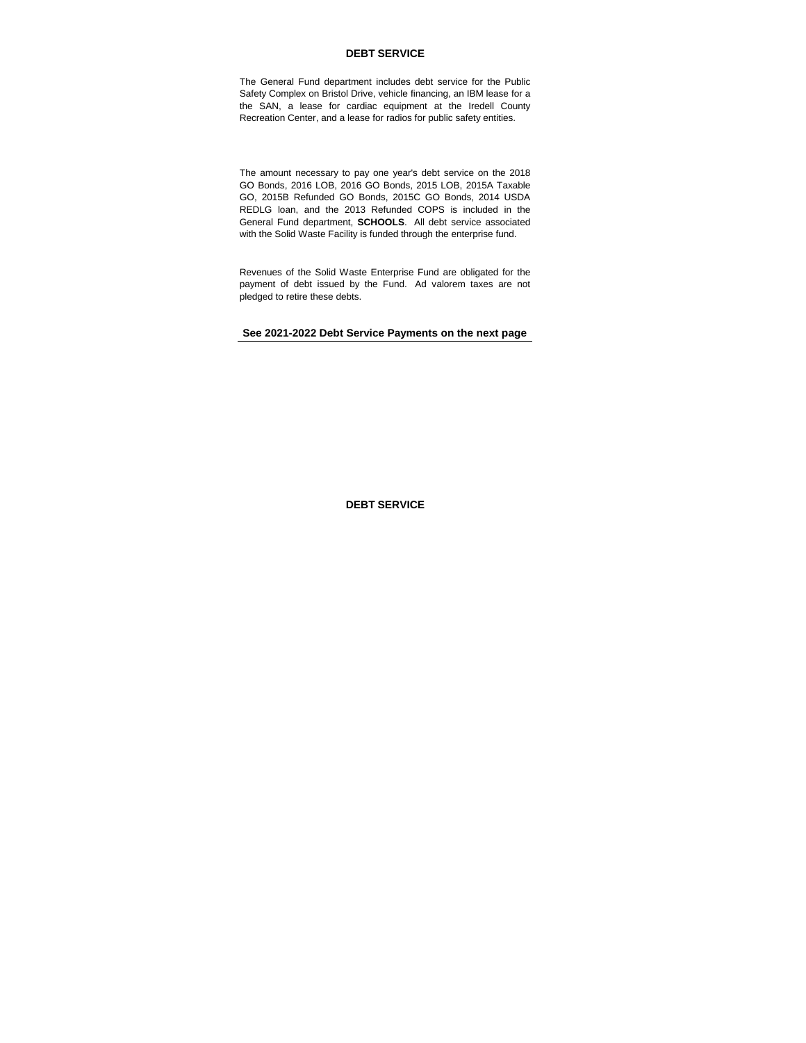# DEBT SERVICE

The General Fund department includes debt service for the Public Safety Complex on Bristol Drive, vehicle financing, an IBM lease for a the SAN, a lease for cardiac equipment at the Iredell County Recreation Center, and a lease for radios for public safety entities.

The amount necessary to pay one year's debt service on the 2018 GO Bonds, 2016 LOB, 2016 GO Bonds, 2015 LOB, 2015A Taxable GO, 2015B Refunded GO Bonds, 2015C GO Bonds, 2014 USDA REDLG loan, and the 2013 Refunded COPS is included in the General Fund department, **SCHOOLS**. All debt service associated with the Solid Waste Facility is funded through the enterprise fund.

Revenues of the Solid Waste Enterprise Fund are obligated for the payment of debt issued by the Fund. Ad valorem taxes are not pledged to retire these debts.

**See 2021-2022 Debt Service Payments on the next page**

# DEBT SERVICE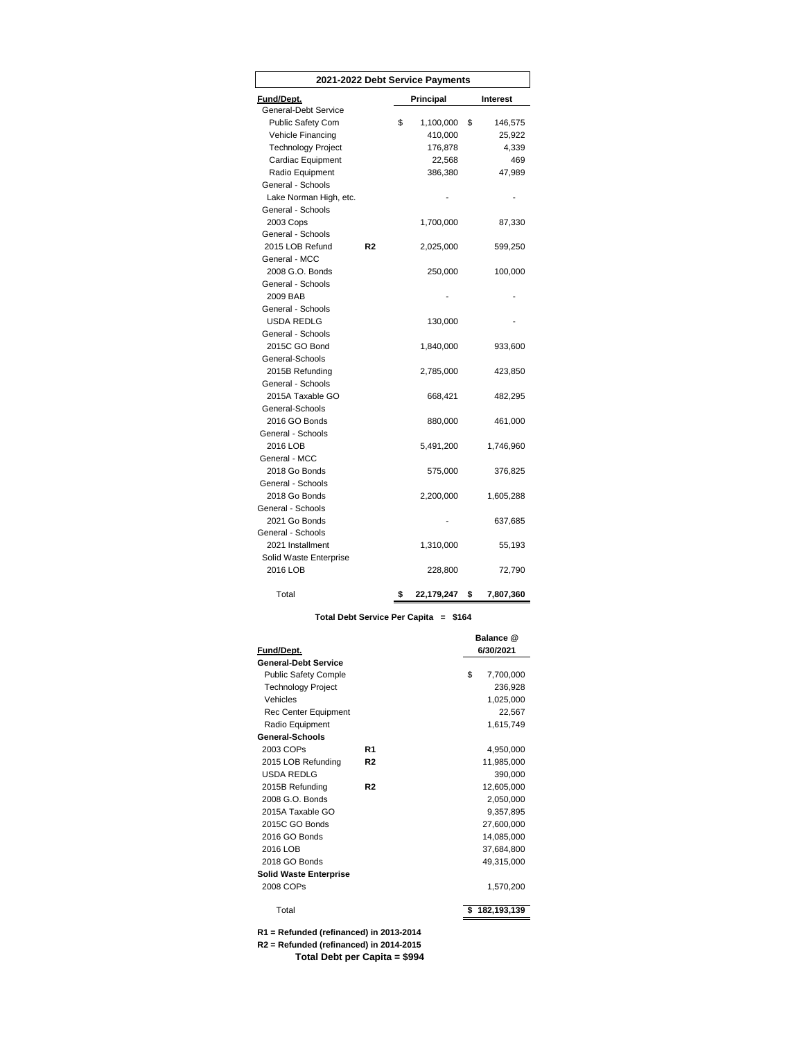## 2021-2022 Debt Service Payments

| Fund/Dept. | | Principal | Interest |
|---|---|---|---|
| General-Debt Service | | | |
| Public Safety Com | | $ 1,100,000 | $ 146,575 |
| Vehicle Financing | | 410,000 | 25,922 |
| Technology Project | | 176,878 | 4,339 |
| Cardiac Equipment | | 22,568 | 469 |
| Radio Equipment | | 386,380 | 47,989 |
| General - Schools | | | |
| Lake Norman High, etc. | | - | - |
| General - Schools | | | |
| 2003 Cops | | 1,700,000 | 87,330 |
| General - Schools | | | |
| 2015 LOB Refund | R2 | 2,025,000 | 599,250 |
| General - MCC | | | |
| 2008 G.O. Bonds | | 250,000 | 100,000 |
| General - Schools | | | |
| 2009 BAB | | - | - |
| General - Schools | | | |
| USDA REDLG | | 130,000 | - |
| General - Schools | | | |
| 2015C GO Bond | | 1,840,000 | 933,600 |
| General-Schools | | | |
| 2015B Refunding | | 2,785,000 | 423,850 |
| General - Schools | | | |
| 2015A Taxable GO | | 668,421 | 482,295 |
| General-Schools | | | |
| 2016 GO Bonds | | 880,000 | 461,000 |
| General - Schools | | | |
| 2016 LOB | | 5,491,200 | 1,746,960 |
| General - MCC | | | |
| 2018 Go Bonds | | 575,000 | 376,825 |
| General - Schools | | | |
| 2018 Go Bonds | | 2,200,000 | 1,605,288 |
| General - Schools | | | |
| 2021 Go Bonds | | - | 637,685 |
| General - Schools | | | |
| 2021 Installment | | 1,310,000 | 55,193 |
| Solid Waste Enterprise | | | |
| 2016 LOB | | 228,800 | 72,790 |
| Total | | **$ 22,179,247** | **$ 7,807,360** |

**Total Debt Service Per Capita = $164**

| Fund/Dept. | | Balance @ 6/30/2021 |
|---|---|---|
| **General-Debt Service** | | |
| Public Safety Comple | | $ 7,700,000 |
| Technology Project | | 236,928 |
| Vehicles | | 1,025,000 |
| Rec Center Equipment | | 22,567 |
| Radio Equipment | | 1,615,749 |
| **General-Schools** | | |
| 2003 COPs | R1 | 4,950,000 |
| 2015 LOB Refunding | R2 | 11,985,000 |
| USDA REDLG | | 390,000 |
| 2015B Refunding | R2 | 12,605,000 |
| 2008 G.O. Bonds | | 2,050,000 |
| 2015A Taxable GO | | 9,357,895 |
| 2015C GO Bonds | | 27,600,000 |
| 2016 GO Bonds | | 14,085,000 |
| 2016 LOB | | 37,684,800 |
| 2018 GO Bonds | | 49,315,000 |
| **Solid Waste Enterprise** | | |
| 2008 COPs | | 1,570,200 |
| Total | | **$ 182,193,139** |

**R1 = Refunded (refinanced) in 2013-2014**

**R2 = Refunded (refinanced) in 2014-2015**

**Total Debt per Capita = $994**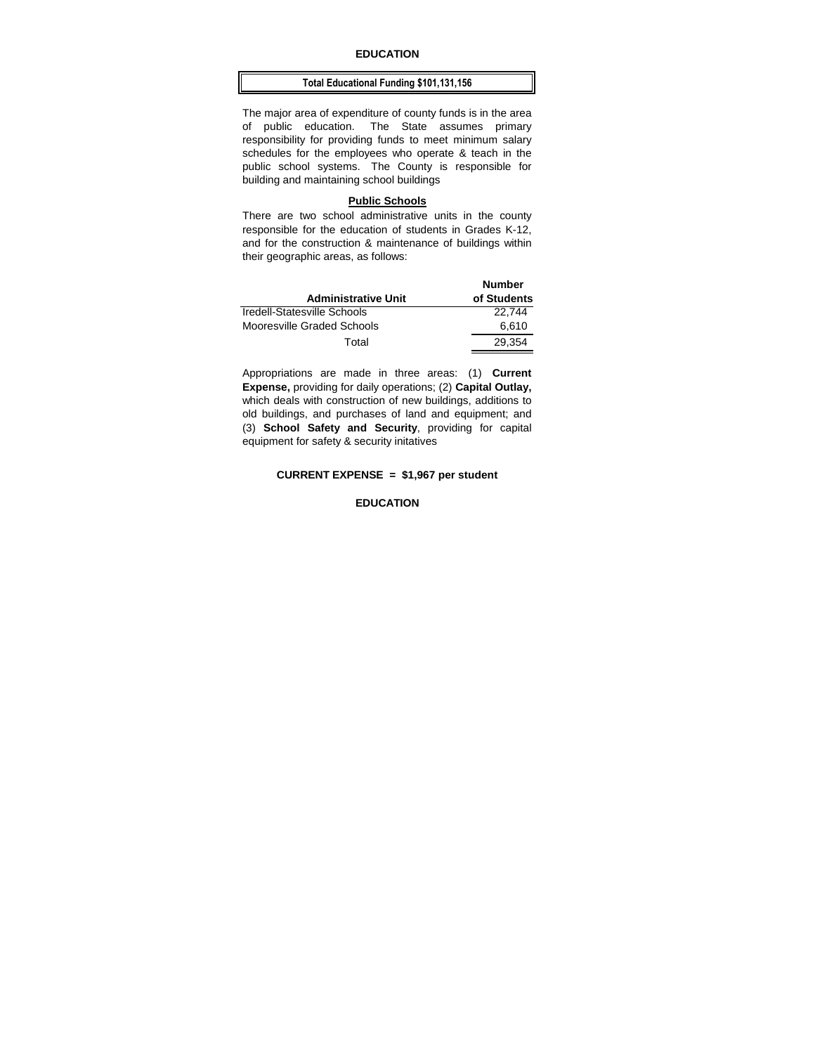# EDUCATION

**Total Educational Funding $101,131,156**

The major area of expenditure of county funds is in the area of public education. The State assumes primary responsibility for providing funds to meet minimum salary schedules for the employees who operate & teach in the public school systems. The County is responsible for building and maintaining school buildings

## Public Schools

There are two school administrative units in the county responsible for the education of students in Grades K-12, and for the construction & maintenance of buildings within their geographic areas, as follows:

| Administrative Unit | Number of Students |
|---|---|
| Iredell-Statesville Schools | 22,744 |
| Mooresville Graded Schools | 6,610 |
| Total | 29,354 |

Appropriations are made in three areas: (1) **Current Expense,** providing for daily operations; (2) **Capital Outlay,** which deals with construction of new buildings, additions to old buildings, and purchases of land and equipment; and (3) **School Safety and Security**, providing for capital equipment for safety & security initatives

**CURRENT EXPENSE = $1,967 per student**

**EDUCATION**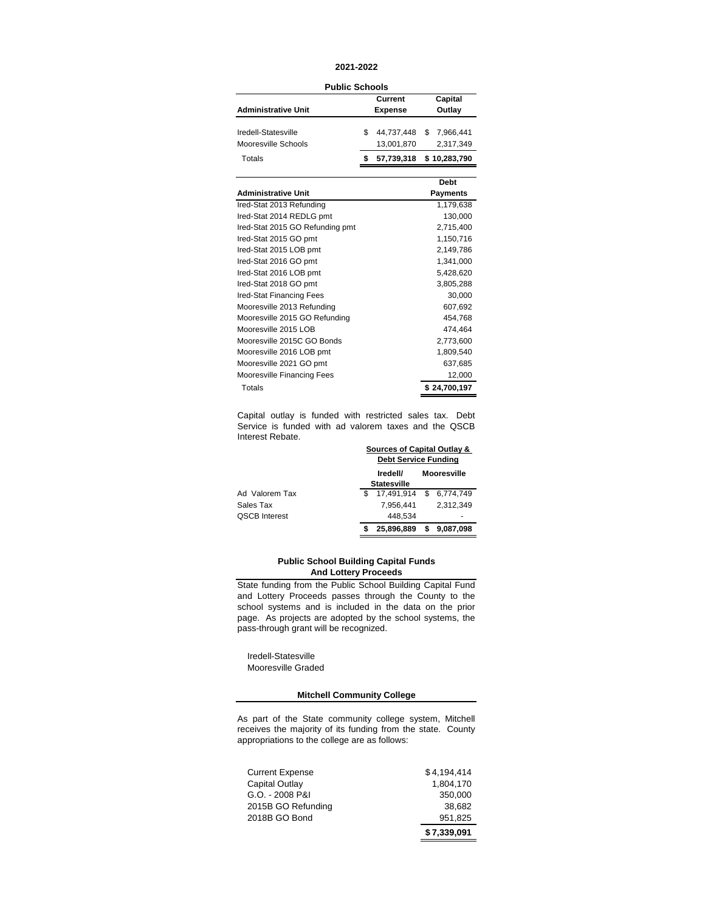# 2021-2022

## Public Schools

| Administrative Unit | Current Expense | Capital Outlay |
|---|---|---|
| Iredell-Statesville | $ 44,737,448 | $ 7,966,441 |
| Mooresville Schools | 13,001,870 | 2,317,349 |
| Totals | **$ 57,739,318** | **$ 10,283,790** |

| Administrative Unit | Debt Payments |
|---|---|
| Ired-Stat 2013 Refunding | 1,179,638 |
| Ired-Stat 2014 REDLG pmt | 130,000 |
| Ired-Stat 2015 GO Refunding pmt | 2,715,400 |
| Ired-Stat 2015 GO pmt | 1,150,716 |
| Ired-Stat 2015 LOB pmt | 2,149,786 |
| Ired-Stat 2016 GO pmt | 1,341,000 |
| Ired-Stat 2016 LOB pmt | 5,428,620 |
| Ired-Stat 2018 GO pmt | 3,805,288 |
| Ired-Stat Financing Fees | 30,000 |
| Mooresville 2013 Refunding | 607,692 |
| Mooresville 2015 GO Refunding | 454,768 |
| Mooresville 2015 LOB | 474,464 |
| Mooresville 2015C GO Bonds | 2,773,600 |
| Mooresville 2016 LOB pmt | 1,809,540 |
| Mooresville 2021 GO pmt | 637,685 |
| Mooresville Financing Fees | 12,000 |
| Totals | **$ 24,700,197** |

Capital outlay is funded with restricted sales tax. Debt Service is funded with ad valorem taxes and the QSCB Interest Rebate.

| | Sources of Capital Outlay & Debt Service Funding | |
|---|---|---|
| | Iredell/ Statesville | Mooresville |
| Ad Valorem Tax | $ 17,491,914 | $ 6,774,749 |
| Sales Tax | 7,956,441 | 2,312,349 |
| QSCB Interest | 448,534 | - |
| | **$ 25,896,889** | **$ 9,087,098** |

### Public School Building Capital Funds And Lottery Proceeds

State funding from the Public School Building Capital Fund and Lottery Proceeds passes through the County to the school systems and is included in the data on the prior page. As projects are adopted by the school systems, the pass-through grant will be recognized.

Iredell-Statesville
Mooresville Graded

### Mitchell Community College

As part of the State community college system, Mitchell receives the majority of its funding from the state. County appropriations to the college are as follows:

| | |
|---|---|
| Current Expense | $ 4,194,414 |
| Capital Outlay | 1,804,170 |
| G.O. - 2008 P&I | 350,000 |
| 2015B GO Refunding | 38,682 |
| 2018B GO Bond | 951,825 |
| | **$ 7,339,091** |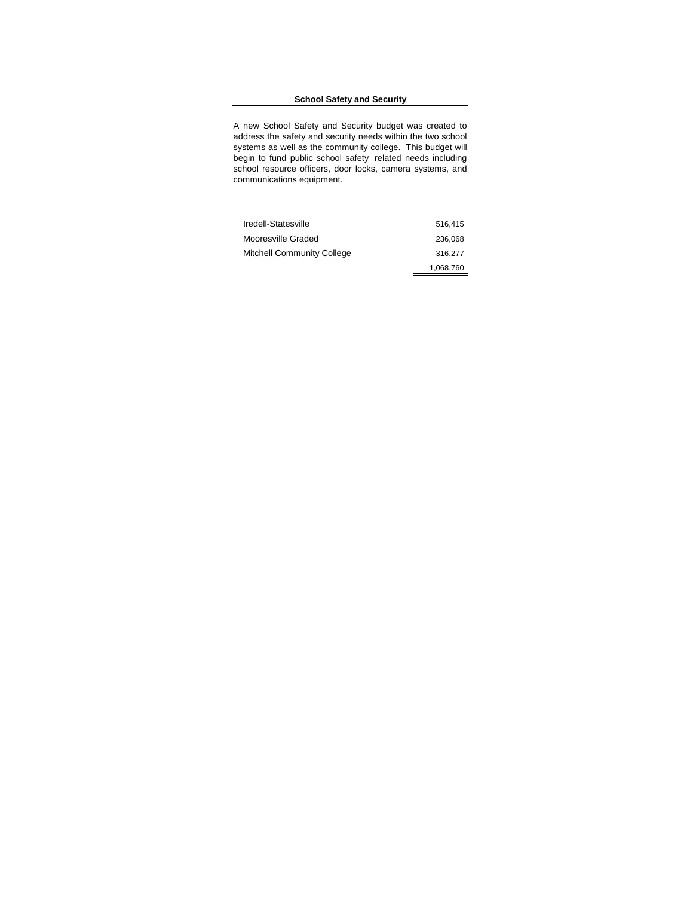## School Safety and Security

A new School Safety and Security budget was created to address the safety and security needs within the two school systems as well as the community college. This budget will begin to fund public school safety related needs including school resource officers, door locks, camera systems, and communications equipment.

| | |
|---|---:|
| Iredell-Statesville | 516,415 |
| Mooresville Graded | 236,068 |
| Mitchell Community College | 316,277 |
| | 1,068,760 |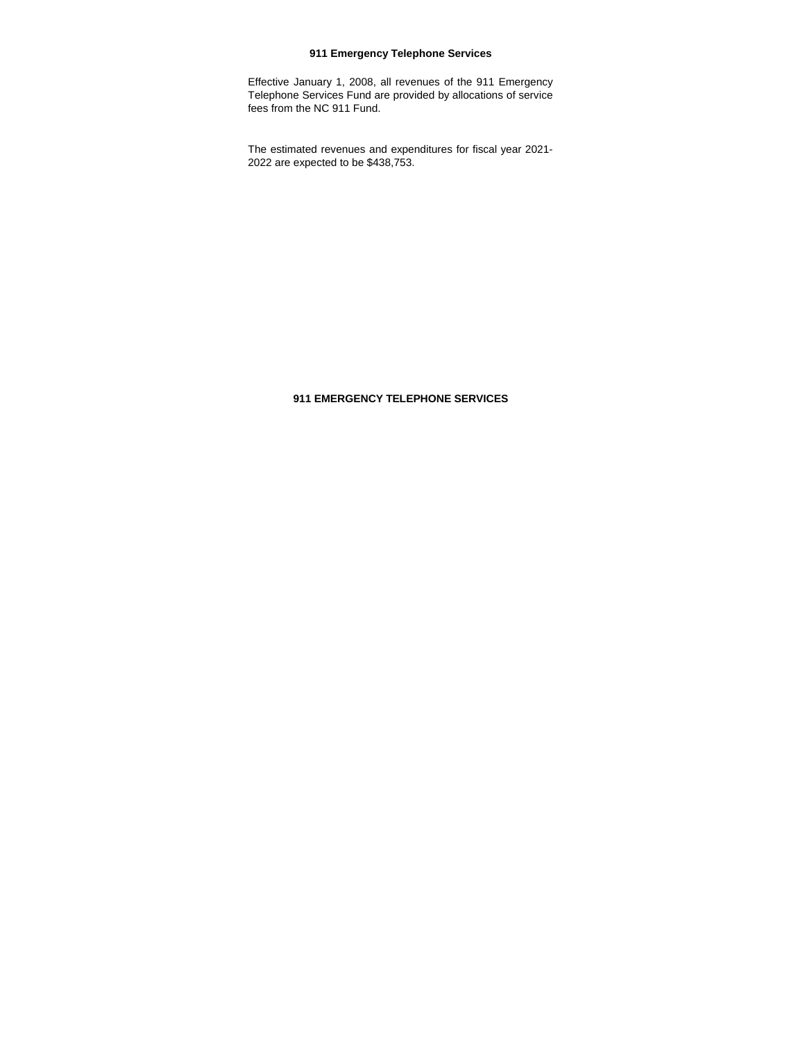## 911 Emergency Telephone Services

Effective January 1, 2008, all revenues of the 911 Emergency Telephone Services Fund are provided by allocations of service fees from the NC 911 Fund.

The estimated revenues and expenditures for fiscal year 2021-2022 are expected to be $438,753.

**911 EMERGENCY TELEPHONE SERVICES**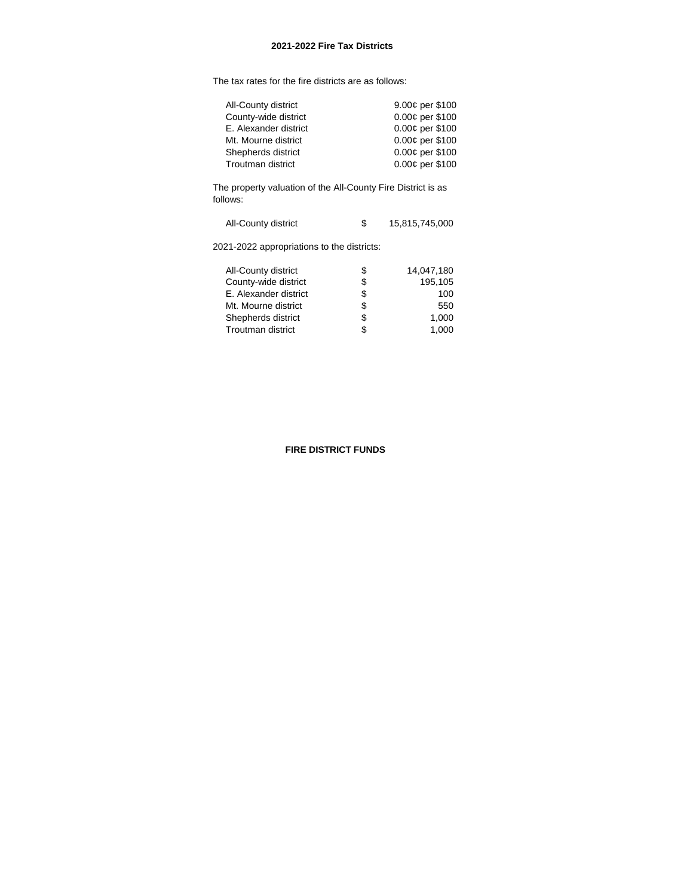## 2021-2022 Fire Tax Districts

The tax rates for the fire districts are as follows:

| District | Rate |
|---|---|
| All-County district | 9.00¢ per $100 |
| County-wide district | 0.00¢ per $100 |
| E. Alexander district | 0.00¢ per $100 |
| Mt. Mourne district | 0.00¢ per $100 |
| Shepherds district | 0.00¢ per $100 |
| Troutman district | 0.00¢ per $100 |

The property valuation of the All-County Fire District is as follows:

| District | | Valuation |
|---|---|---|
| All-County district | $ | 15,815,745,000 |

2021-2022 appropriations to the districts:

| District | | Appropriation |
|---|---|---|
| All-County district | $ | 14,047,180 |
| County-wide district | $ | 195,105 |
| E. Alexander district | $ | 100 |
| Mt. Mourne district | $ | 550 |
| Shepherds district | $ | 1,000 |
| Troutman district | $ | 1,000 |

**FIRE DISTRICT FUNDS**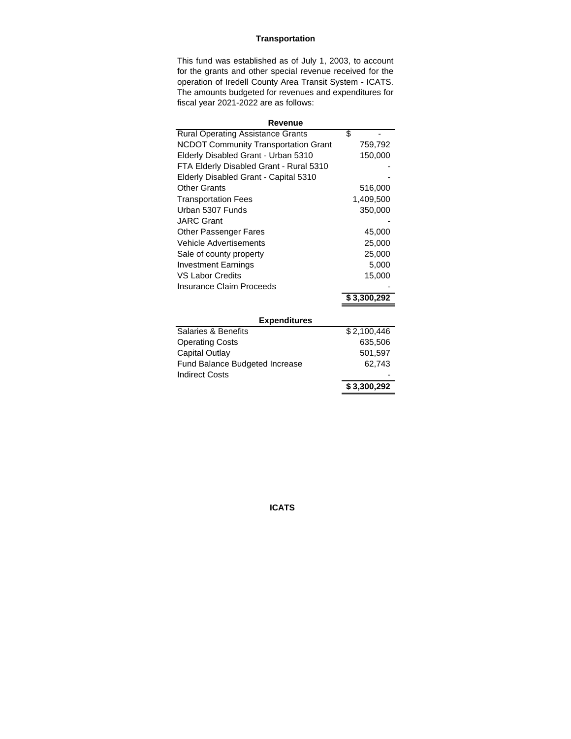## Transportation

This fund was established as of July 1, 2003, to account for the grants and other special revenue received for the operation of Iredell County Area Transit System - ICATS. The amounts budgeted for revenues and expenditures for fiscal year 2021-2022 are as follows:

| Revenue | |
|---|---|
| Rural Operating Assistance Grants | $ - |
| NCDOT Community Transportation Grant | 759,792 |
| Elderly Disabled Grant - Urban 5310 | 150,000 |
| FTA Elderly Disabled Grant - Rural 5310 | - |
| Elderly Disabled Grant - Capital 5310 | - |
| Other Grants | 516,000 |
| Transportation Fees | 1,409,500 |
| Urban 5307 Funds | 350,000 |
| JARC Grant | - |
| Other Passenger Fares | 45,000 |
| Vehicle Advertisements | 25,000 |
| Sale of county property | 25,000 |
| Investment Earnings | 5,000 |
| VS Labor Credits | 15,000 |
| Insurance Claim Proceeds | - |
| | **$ 3,300,292** |

| Expenditures | |
|---|---|
| Salaries & Benefits | $ 2,100,446 |
| Operating Costs | 635,506 |
| Capital Outlay | 501,597 |
| Fund Balance Budgeted Increase | 62,743 |
| Indirect Costs | - |
| | **$ 3,300,292** |

**ICATS**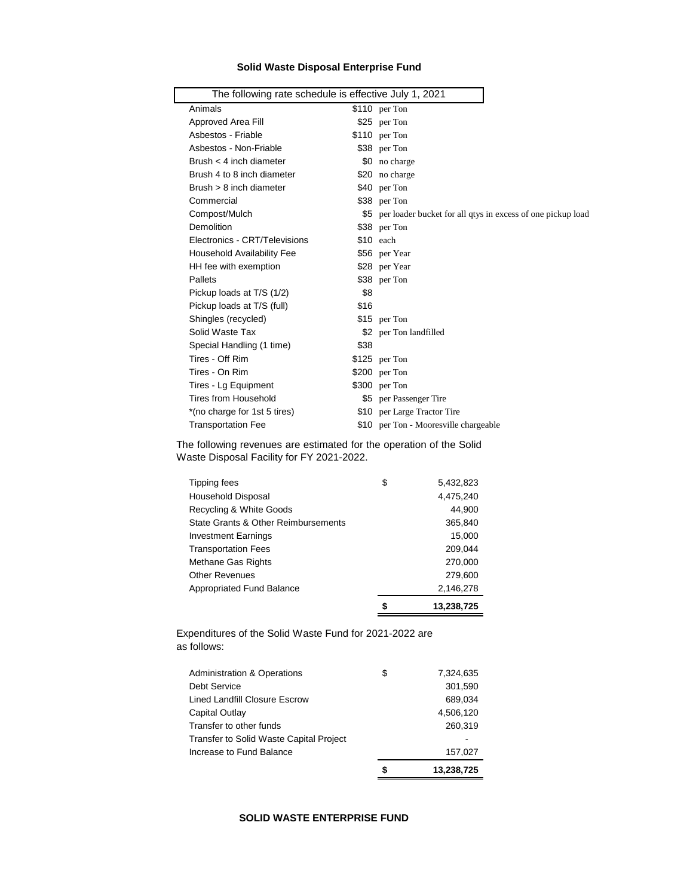## Solid Waste Disposal Enterprise Fund

| The following rate schedule is effective July 1, 2021 | | |
|---|---|---|
| Animals | $110 | per Ton |
| Approved Area Fill | $25 | per Ton |
| Asbestos - Friable | $110 | per Ton |
| Asbestos - Non-Friable | $38 | per Ton |
| Brush < 4 inch diameter | $0 | no charge |
| Brush 4 to 8 inch diameter | $20 | no charge |
| Brush > 8 inch diameter | $40 | per Ton |
| Commercial | $38 | per Ton |
| Compost/Mulch | $5 | per loader bucket for all qtys in excess of one pickup load |
| Demolition | $38 | per Ton |
| Electronics - CRT/Televisions | $10 | each |
| Household Availability Fee | $56 | per Year |
| HH fee with exemption | $28 | per Year |
| Pallets | $38 | per Ton |
| Pickup loads at T/S (1/2) | $8 | |
| Pickup loads at T/S (full) | $16 | |
| Shingles (recycled) | $15 | per Ton |
| Solid Waste Tax | $2 | per Ton landfilled |
| Special Handling (1 time) | $38 | |
| Tires - Off Rim | $125 | per Ton |
| Tires - On Rim | $200 | per Ton |
| Tires - Lg Equipment | $300 | per Ton |
| Tires from Household | $5 | per Passenger Tire |
| *(no charge for 1st 5 tires) | $10 | per Large Tractor Tire |
| Transportation Fee | $10 | per Ton - Mooresville chargeable |

The following revenues are estimated for the operation of the Solid Waste Disposal Facility for FY 2021-2022.

| | | |
|---|---|---|
| Tipping fees | $ | 5,432,823 |
| Household Disposal | | 4,475,240 |
| Recycling & White Goods | | 44,900 |
| State Grants & Other Reimbursements | | 365,840 |
| Investment Earnings | | 15,000 |
| Transportation Fees | | 209,044 |
| Methane Gas Rights | | 270,000 |
| Other Revenues | | 279,600 |
| Appropriated Fund Balance | | 2,146,278 |
| | **$** | **13,238,725** |

Expenditures of the Solid Waste Fund for 2021-2022 are as follows:

| | | |
|---|---|---|
| Administration & Operations | $ | 7,324,635 |
| Debt Service | | 301,590 |
| Lined Landfill Closure Escrow | | 689,034 |
| Capital Outlay | | 4,506,120 |
| Transfer to other funds | | 260,319 |
| Transfer to Solid Waste Capital Project | | - |
| Increase to Fund Balance | | 157,027 |
| | **$** | **13,238,725** |

**SOLID WASTE ENTERPRISE FUND**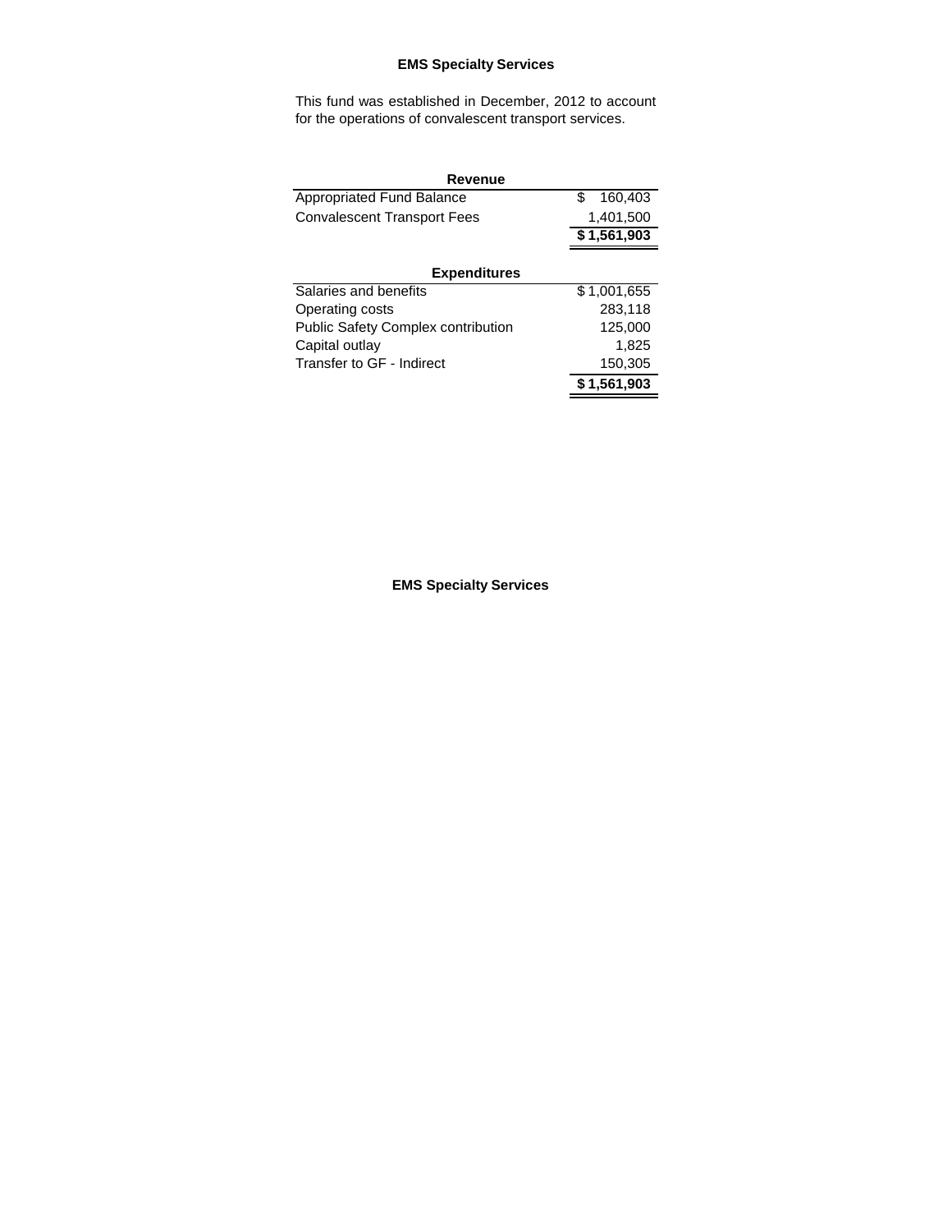## EMS Specialty Services

This fund was established in December, 2012 to account for the operations of convalescent transport services.

| **Revenue** | |
|---|---|
| Appropriated Fund Balance | $ 160,403 |
| Convalescent Transport Fees | 1,401,500 |
| | **$ 1,561,903** |

| **Expenditures** | |
|---|---|
| Salaries and benefits | $ 1,001,655 |
| Operating costs | 283,118 |
| Public Safety Complex contribution | 125,000 |
| Capital outlay | 1,825 |
| Transfer to GF - Indirect | 150,305 |
| | **$ 1,561,903** |

## EMS Specialty Services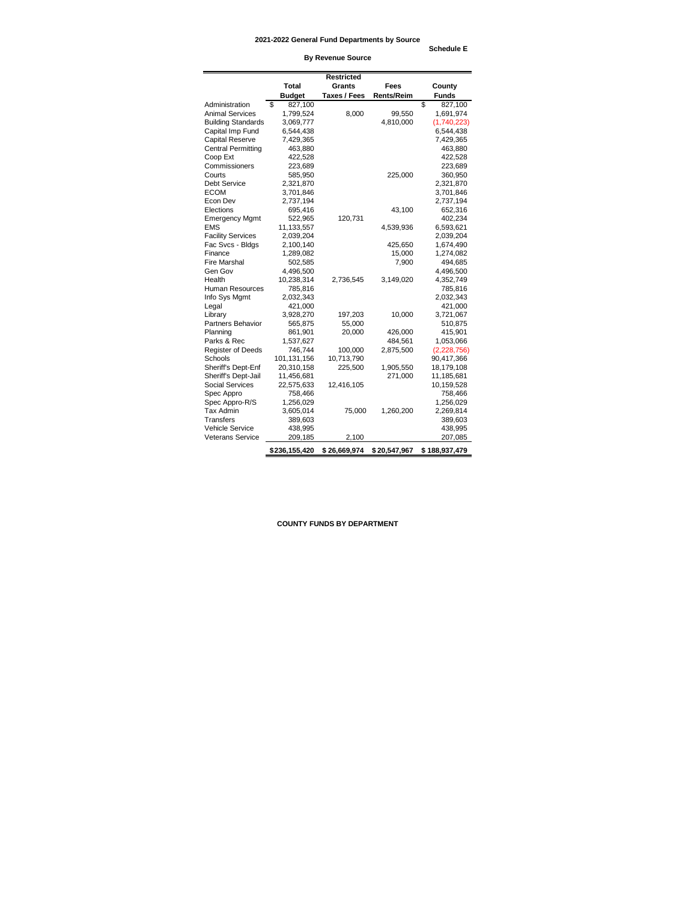**2021-2022 General Fund Departments by Source**

**Schedule E**

**By Revenue Source**

| | Total Budget | Restricted Grants Taxes / Fees | Fees Rents/Reim | County Funds |
|---|---|---|---|---|
| Administration | $ 827,100 | | | $ 827,100 |
| Animal Services | 1,799,524 | 8,000 | 99,550 | 1,691,974 |
| Building Standards | 3,069,777 | | 4,810,000 | (1,740,223) |
| Capital Imp Fund | 6,544,438 | | | 6,544,438 |
| Capital Reserve | 7,429,365 | | | 7,429,365 |
| Central Permitting | 463,880 | | | 463,880 |
| Coop Ext | 422,528 | | | 422,528 |
| Commissioners | 223,689 | | | 223,689 |
| Courts | 585,950 | | 225,000 | 360,950 |
| Debt Service | 2,321,870 | | | 2,321,870 |
| ECOM | 3,701,846 | | | 3,701,846 |
| Econ Dev | 2,737,194 | | | 2,737,194 |
| Elections | 695,416 | | 43,100 | 652,316 |
| Emergency Mgmt | 522,965 | 120,731 | | 402,234 |
| EMS | 11,133,557 | | 4,539,936 | 6,593,621 |
| Facility Services | 2,039,204 | | | 2,039,204 |
| Fac Svcs - Bldgs | 2,100,140 | | 425,650 | 1,674,490 |
| Finance | 1,289,082 | | 15,000 | 1,274,082 |
| Fire Marshal | 502,585 | | 7,900 | 494,685 |
| Gen Gov | 4,496,500 | | | 4,496,500 |
| Health | 10,238,314 | 2,736,545 | 3,149,020 | 4,352,749 |
| Human Resources | 785,816 | | | 785,816 |
| Info Sys Mgmt | 2,032,343 | | | 2,032,343 |
| Legal | 421,000 | | | 421,000 |
| Library | 3,928,270 | 197,203 | 10,000 | 3,721,067 |
| Partners Behavior | 565,875 | 55,000 | | 510,875 |
| Planning | 861,901 | 20,000 | 426,000 | 415,901 |
| Parks & Rec | 1,537,627 | | 484,561 | 1,053,066 |
| Register of Deeds | 746,744 | 100,000 | 2,875,500 | (2,228,756) |
| Schools | 101,131,156 | 10,713,790 | | 90,417,366 |
| Sheriff's Dept-Enf | 20,310,158 | 225,500 | 1,905,550 | 18,179,108 |
| Sheriff's Dept-Jail | 11,456,681 | | 271,000 | 11,185,681 |
| Social Services | 22,575,633 | 12,416,105 | | 10,159,528 |
| Spec Appro | 758,466 | | | 758,466 |
| Spec Appro-R/S | 1,256,029 | | | 1,256,029 |
| Tax Admin | 3,605,014 | 75,000 | 1,260,200 | 2,269,814 |
| Transfers | 389,603 | | | 389,603 |
| Vehicle Service | 438,995 | | | 438,995 |
| Veterans Service | 209,185 | 2,100 | | 207,085 |
| | **$236,155,420** | **$ 26,669,974** | **$ 20,547,967** | **$ 188,937,479** |

**COUNTY FUNDS BY DEPARTMENT**